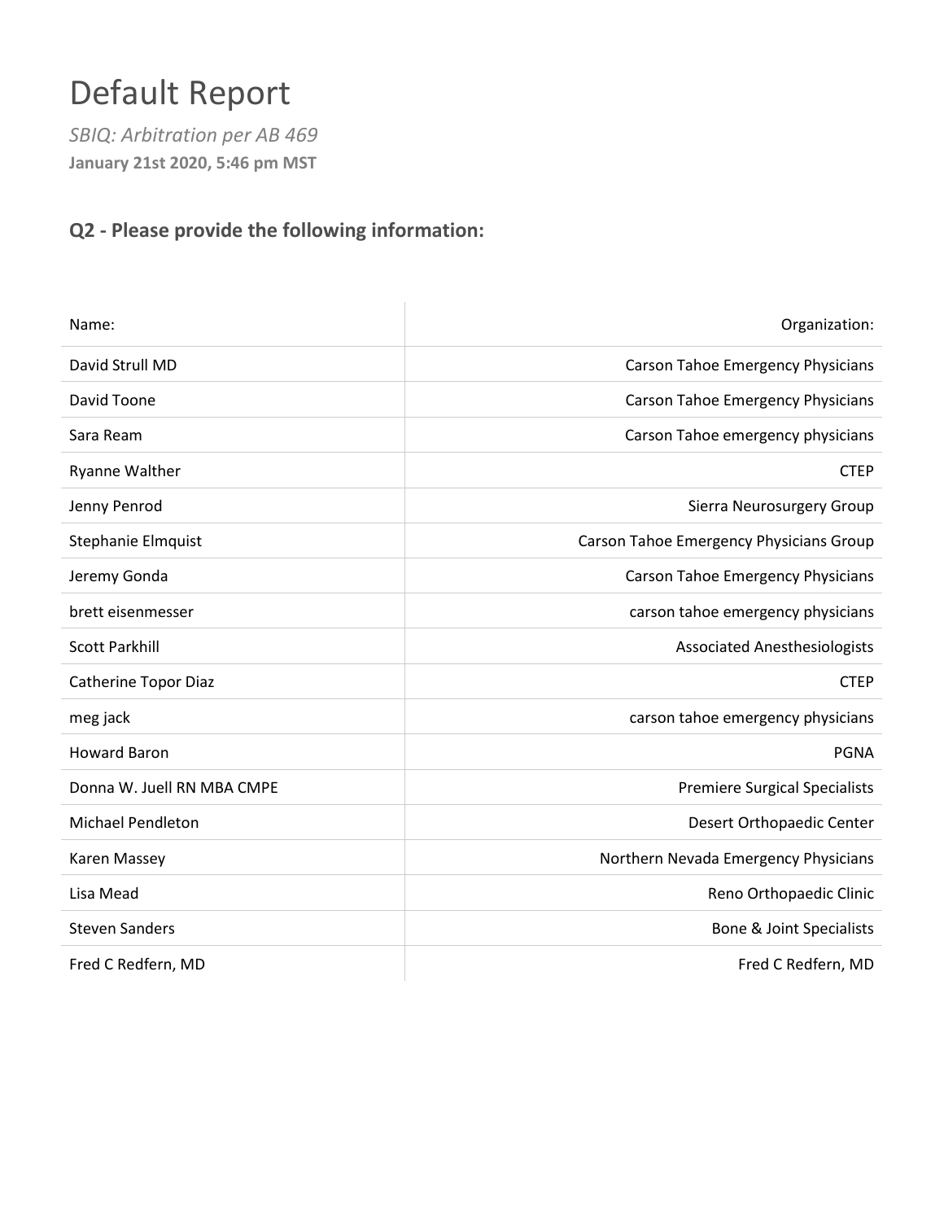# Default Report

*SBIQ: Arbitration per AB 469*

**January 21st 2020, 5:46 pm MST**

## Q2 - Please provide the following information:

| Name: | Organization: |
|---|---|
| David Strull MD | Carson Tahoe Emergency Physicians |
| David Toone | Carson Tahoe Emergency Physicians |
| Sara Ream | Carson Tahoe emergency physicians |
| Ryanne Walther | CTEP |
| Jenny Penrod | Sierra Neurosurgery Group |
| Stephanie Elmquist | Carson Tahoe Emergency Physicians Group |
| Jeremy Gonda | Carson Tahoe Emergency Physicians |
| brett eisenmesser | carson tahoe emergency physicians |
| Scott Parkhill | Associated Anesthesiologists |
| Catherine Topor Diaz | CTEP |
| meg jack | carson tahoe emergency physicians |
| Howard Baron | PGNA |
| Donna W. Juell RN MBA CMPE | Premiere Surgical Specialists |
| Michael Pendleton | Desert Orthopaedic Center |
| Karen Massey | Northern Nevada Emergency Physicians |
| Lisa Mead | Reno Orthopaedic Clinic |
| Steven Sanders | Bone & Joint Specialists |
| Fred C Redfern, MD | Fred C Redfern, MD |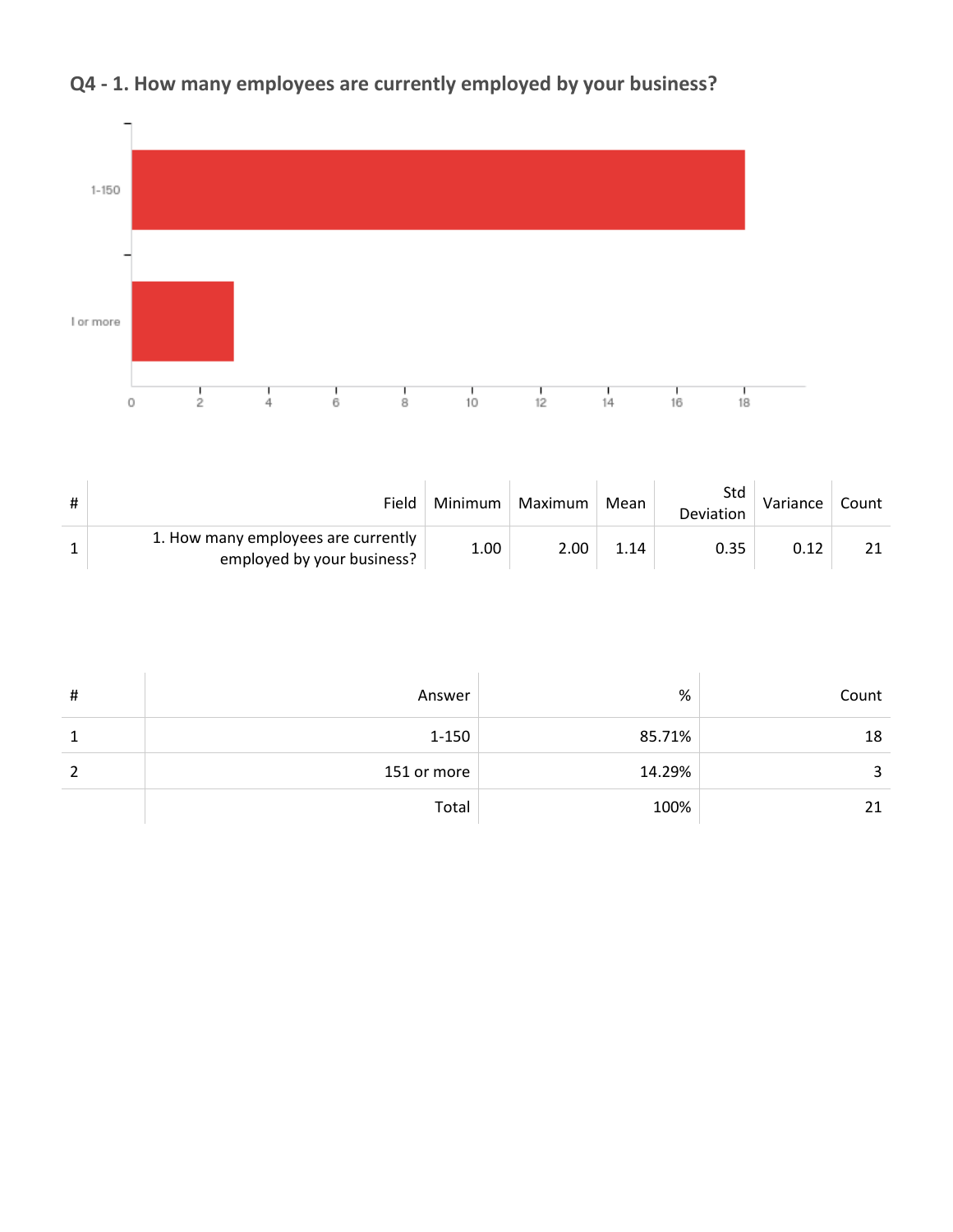## Q4 - 1. How many employees are currently employed by your business?

| # | Field | Minimum | Maximum | Mean | Std Deviation | Variance | Count |
|---|---|---|---|---|---|---|---|
| 1 | 1. How many employees are currently employed by your business? | 1.00 | 2.00 | 1.14 | 0.35 | 0.12 | 21 |

| # | Answer | % | Count |
|---|---|---|---|
| 1 | 1-150 | 85.71% | 18 |
| 2 | 151 or more | 14.29% | 3 |
| | Total | 100% | 21 |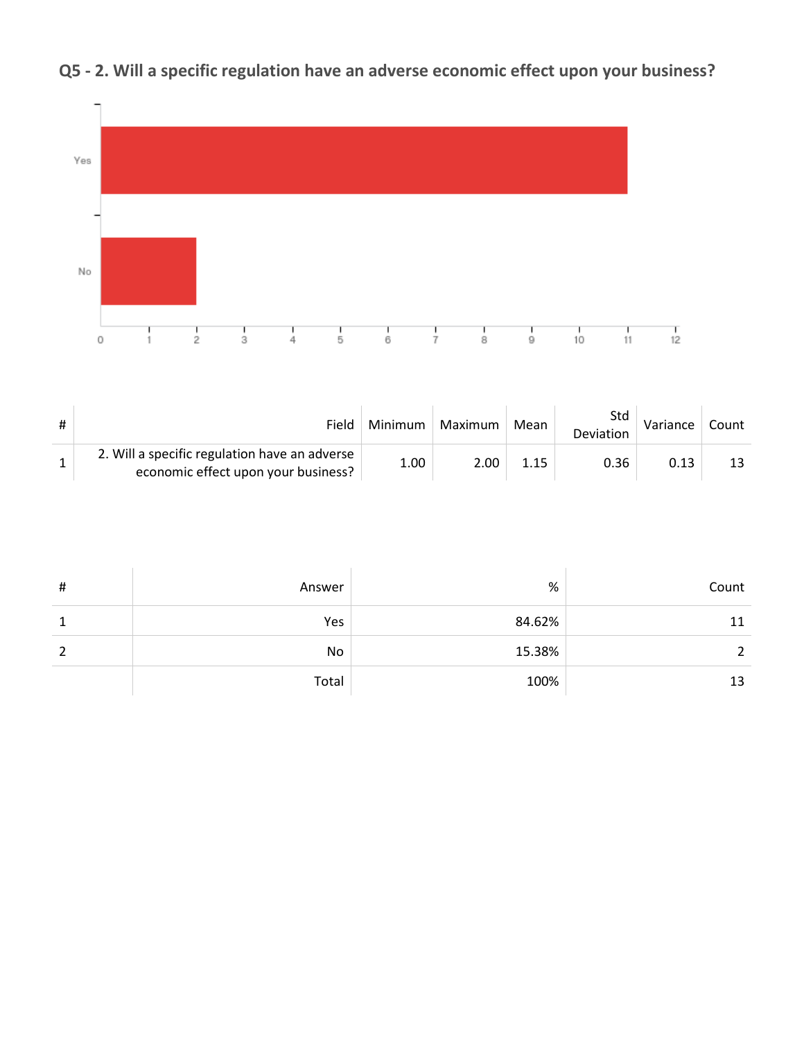## Q5 - 2. Will a specific regulation have an adverse economic effect upon your business?

| # | Field | Minimum | Maximum | Mean | Std Deviation | Variance | Count |
|---|---|---|---|---|---|---|---|
| 1 | 2. Will a specific regulation have an adverse economic effect upon your business? | 1.00 | 2.00 | 1.15 | 0.36 | 0.13 | 13 |

| # | Answer | % | Count |
|---|---|---|---|
| 1 | Yes | 84.62% | 11 |
| 2 | No | 15.38% | 2 |
| | Total | 100% | 13 |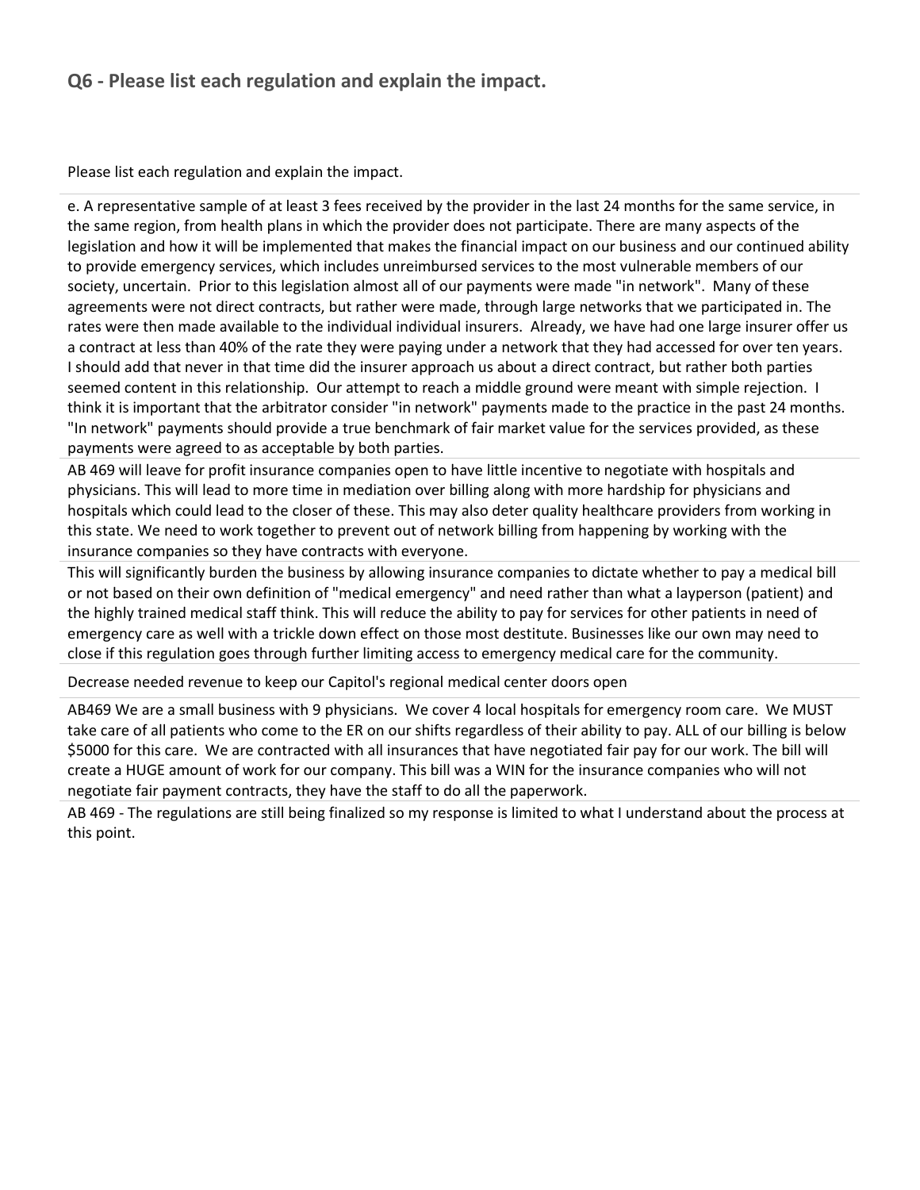## Q6 - Please list each regulation and explain the impact.

Please list each regulation and explain the impact.

e. A representative sample of at least 3 fees received by the provider in the last 24 months for the same service, in the same region, from health plans in which the provider does not participate. There are many aspects of the legislation and how it will be implemented that makes the financial impact on our business and our continued ability to provide emergency services, which includes unreimbursed services to the most vulnerable members of our society, uncertain. Prior to this legislation almost all of our payments were made "in network". Many of these agreements were not direct contracts, but rather were made, through large networks that we participated in. The rates were then made available to the individual individual insurers. Already, we have had one large insurer offer us a contract at less than 40% of the rate they were paying under a network that they had accessed for over ten years. I should add that never in that time did the insurer approach us about a direct contract, but rather both parties seemed content in this relationship. Our attempt to reach a middle ground were meant with simple rejection. I think it is important that the arbitrator consider "in network" payments made to the practice in the past 24 months. "In network" payments should provide a true benchmark of fair market value for the services provided, as these payments were agreed to as acceptable by both parties.

AB 469 will leave for profit insurance companies open to have little incentive to negotiate with hospitals and physicians. This will lead to more time in mediation over billing along with more hardship for physicians and hospitals which could lead to the closer of these. This may also deter quality healthcare providers from working in this state. We need to work together to prevent out of network billing from happening by working with the insurance companies so they have contracts with everyone.

This will significantly burden the business by allowing insurance companies to dictate whether to pay a medical bill or not based on their own definition of "medical emergency" and need rather than what a layperson (patient) and the highly trained medical staff think. This will reduce the ability to pay for services for other patients in need of emergency care as well with a trickle down effect on those most destitute. Businesses like our own may need to close if this regulation goes through further limiting access to emergency medical care for the community.

Decrease needed revenue to keep our Capitol's regional medical center doors open

AB469 We are a small business with 9 physicians. We cover 4 local hospitals for emergency room care. We MUST take care of all patients who come to the ER on our shifts regardless of their ability to pay. ALL of our billing is below $5000 for this care. We are contracted with all insurances that have negotiated fair pay for our work. The bill will create a HUGE amount of work for our company. This bill was a WIN for the insurance companies who will not negotiate fair payment contracts, they have the staff to do all the paperwork.

AB 469 - The regulations are still being finalized so my response is limited to what I understand about the process at this point.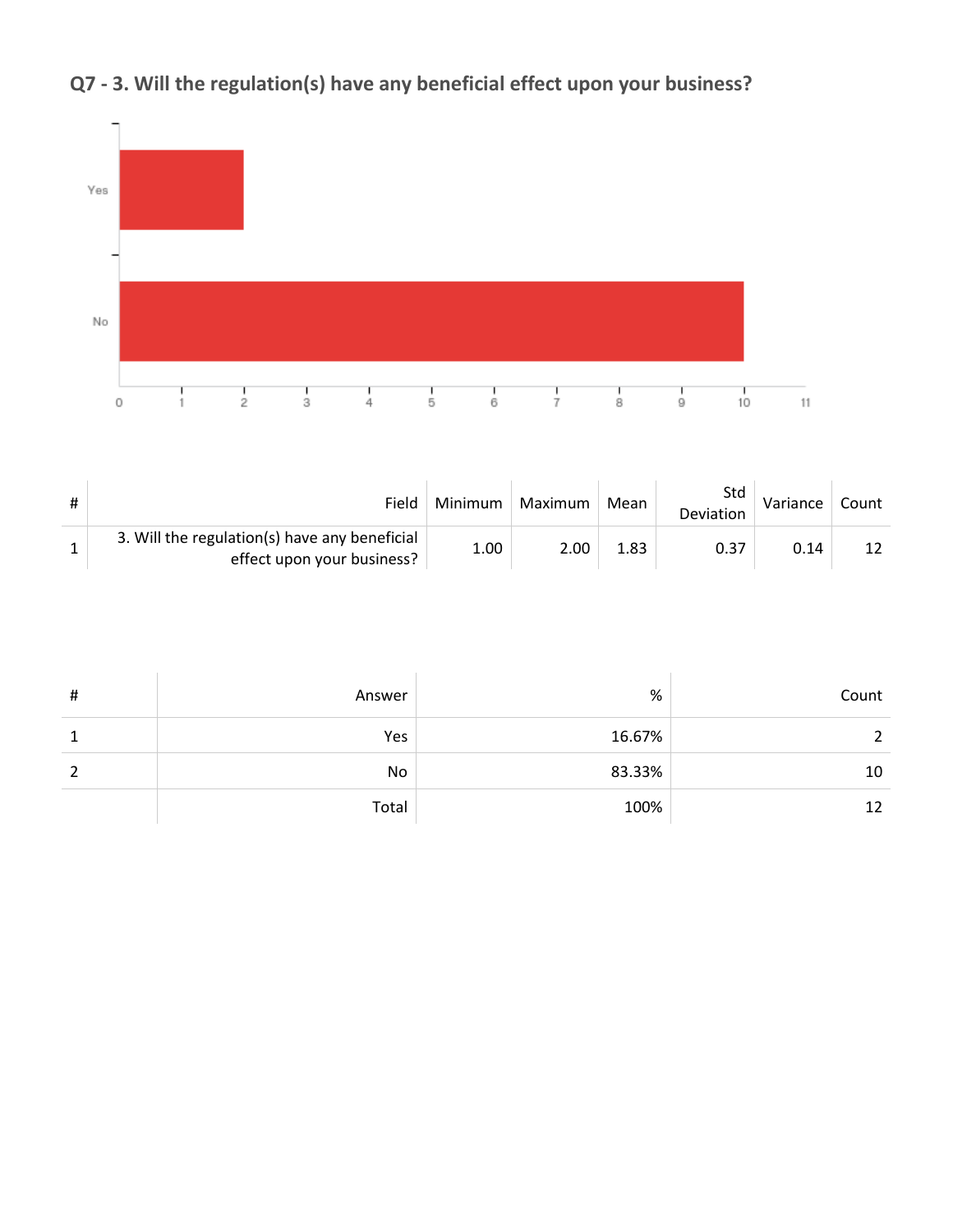## Q7 - 3. Will the regulation(s) have any beneficial effect upon your business?

| # | Field | Minimum | Maximum | Mean | Std Deviation | Variance | Count |
|---|---|---|---|---|---|---|---|
| 1 | 3. Will the regulation(s) have any beneficial effect upon your business? | 1.00 | 2.00 | 1.83 | 0.37 | 0.14 | 12 |

| # | Answer | % | Count |
|---|---|---|---|
| 1 | Yes | 16.67% | 2 |
| 2 | No | 83.33% | 10 |
| | Total | 100% | 12 |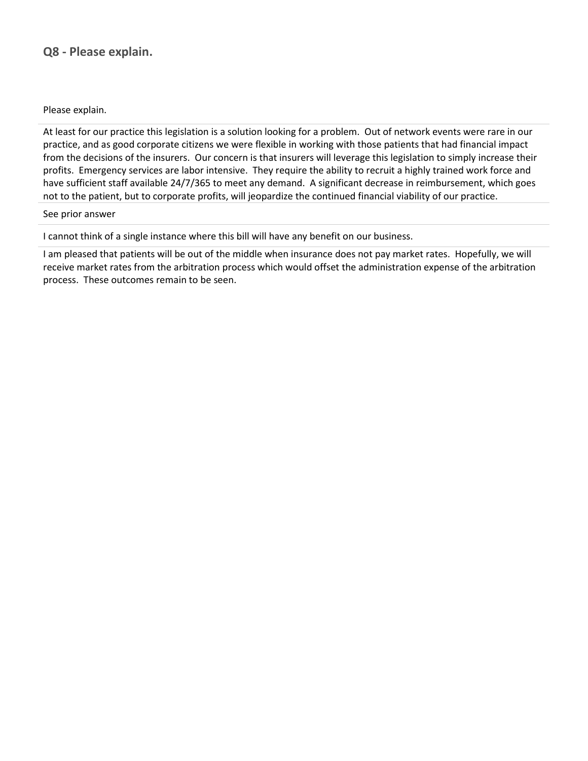## Q8 - Please explain.

| Please explain. |
|---|
| At least for our practice this legislation is a solution looking for a problem. Out of network events were rare in our practice, and as good corporate citizens we were flexible in working with those patients that had financial impact from the decisions of the insurers. Our concern is that insurers will leverage this legislation to simply increase their profits. Emergency services are labor intensive. They require the ability to recruit a highly trained work force and have sufficient staff available 24/7/365 to meet any demand. A significant decrease in reimbursement, which goes not to the patient, but to corporate profits, will jeopardize the continued financial viability of our practice. |
| See prior answer |
| I cannot think of a single instance where this bill will have any benefit on our business. |
| I am pleased that patients will be out of the middle when insurance does not pay market rates. Hopefully, we will receive market rates from the arbitration process which would offset the administration expense of the arbitration process. These outcomes remain to be seen. |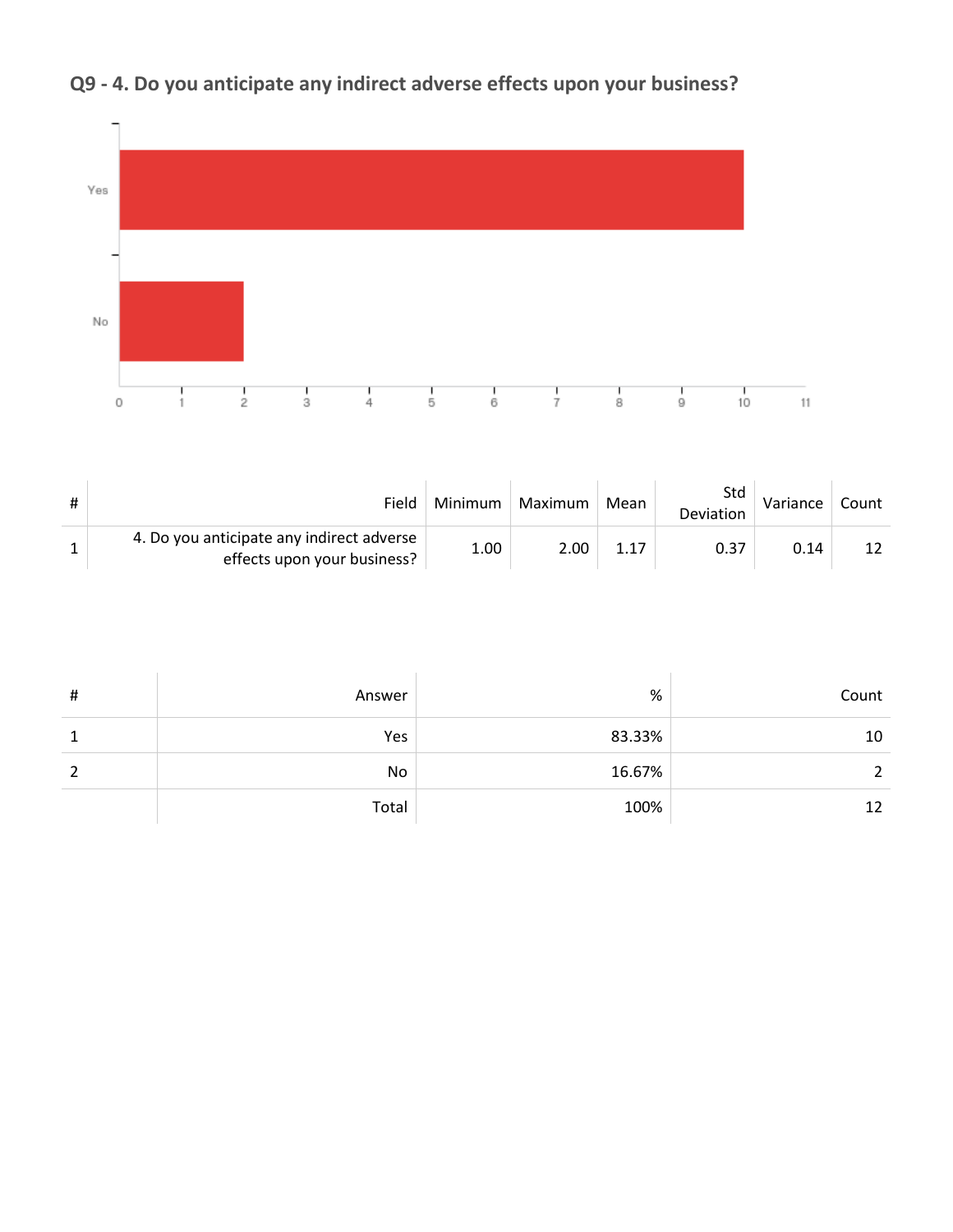## Q9 - 4. Do you anticipate any indirect adverse effects upon your business?

| # | Field | Minimum | Maximum | Mean | Std Deviation | Variance | Count |
|---|---|---|---|---|---|---|---|
| 1 | 4. Do you anticipate any indirect adverse effects upon your business? | 1.00 | 2.00 | 1.17 | 0.37 | 0.14 | 12 |

| # | Answer | % | Count |
|---|---|---|---|
| 1 | Yes | 83.33% | 10 |
| 2 | No | 16.67% | 2 |
| | Total | 100% | 12 |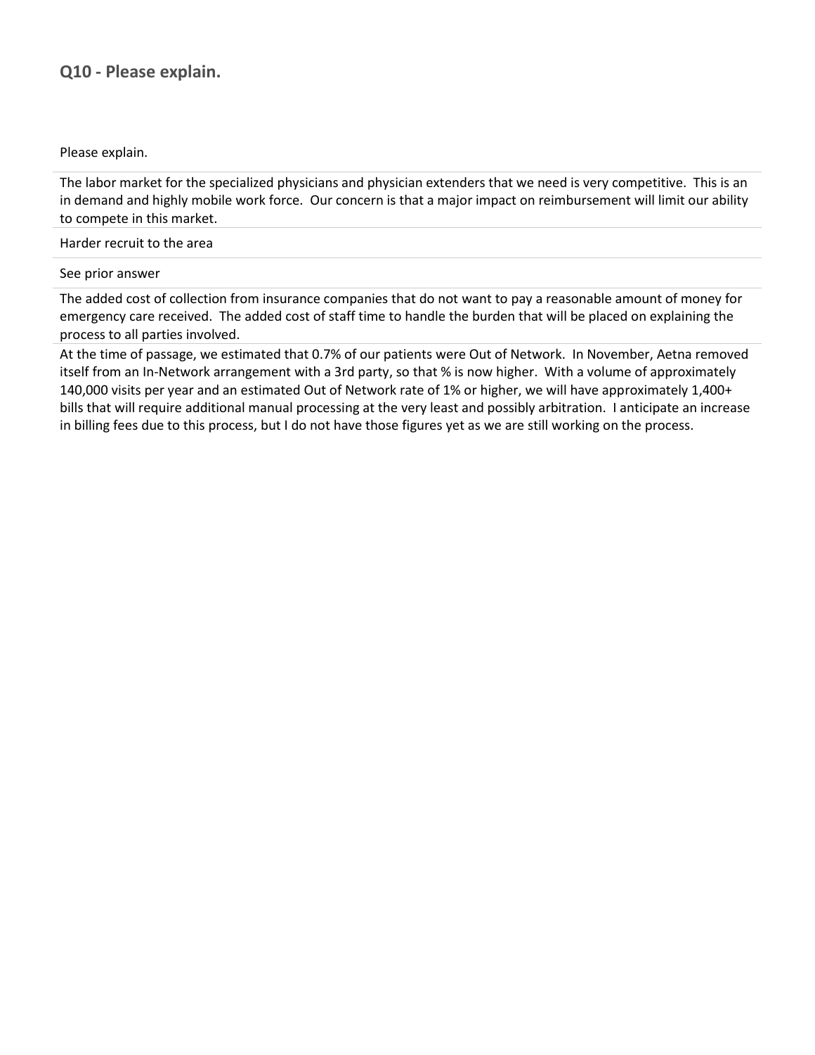## Q10 - Please explain.

| Please explain. |
|---|
| The labor market for the specialized physicians and physician extenders that we need is very competitive. This is an in demand and highly mobile work force. Our concern is that a major impact on reimbursement will limit our ability to compete in this market. |
| Harder recruit to the area |
| See prior answer |
| The added cost of collection from insurance companies that do not want to pay a reasonable amount of money for emergency care received. The added cost of staff time to handle the burden that will be placed on explaining the process to all parties involved. |
| At the time of passage, we estimated that 0.7% of our patients were Out of Network. In November, Aetna removed itself from an In-Network arrangement with a 3rd party, so that % is now higher. With a volume of approximately 140,000 visits per year and an estimated Out of Network rate of 1% or higher, we will have approximately 1,400+ bills that will require additional manual processing at the very least and possibly arbitration. I anticipate an increase in billing fees due to this process, but I do not have those figures yet as we are still working on the process. |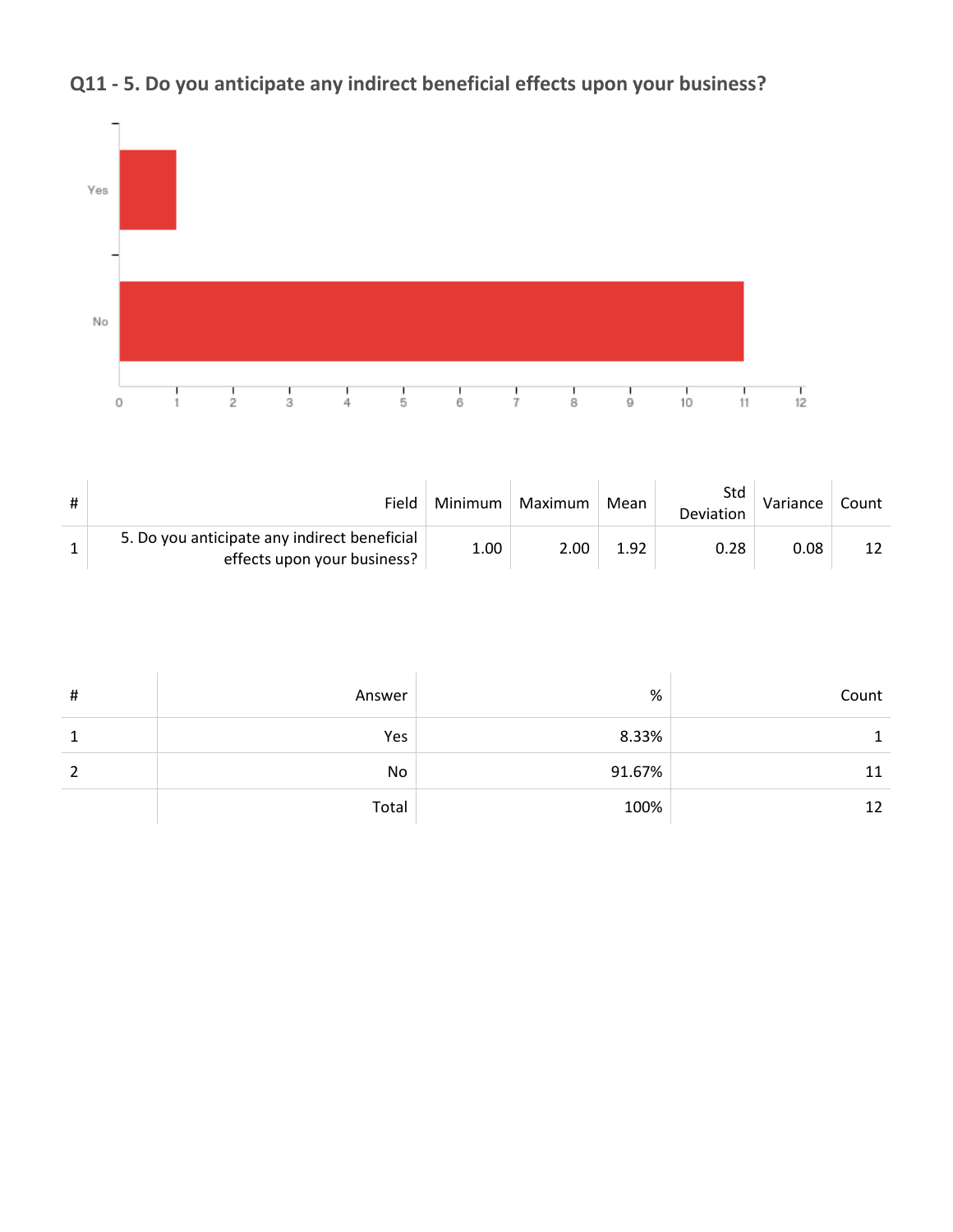## Q11 - 5. Do you anticipate any indirect beneficial effects upon your business?

| # | Field | Minimum | Maximum | Mean | Std Deviation | Variance | Count |
|---|---|---|---|---|---|---|---|
| 1 | 5. Do you anticipate any indirect beneficial effects upon your business? | 1.00 | 2.00 | 1.92 | 0.28 | 0.08 | 12 |

| # | Answer | % | Count |
|---|---|---|---|
| 1 | Yes | 8.33% | 1 |
| 2 | No | 91.67% | 11 |
| | Total | 100% | 12 |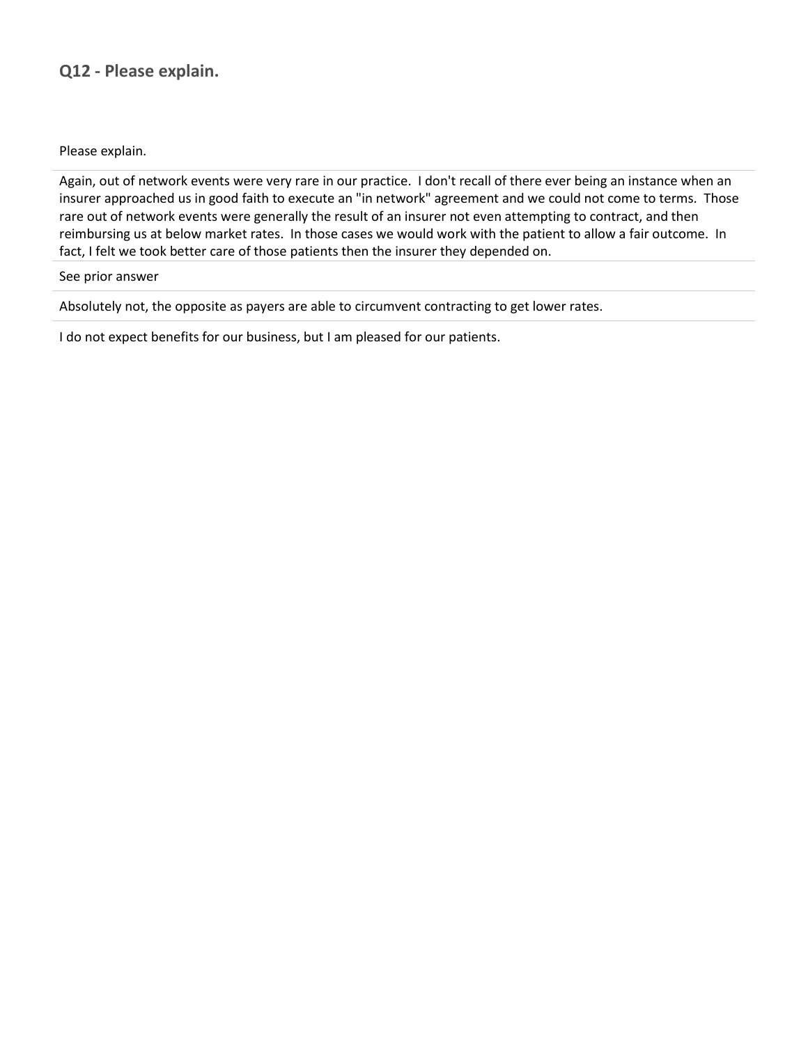## Q12 - Please explain.

| Please explain. |
|---|
| Again, out of network events were very rare in our practice. I don't recall of there ever being an instance when an insurer approached us in good faith to execute an "in network" agreement and we could not come to terms. Those rare out of network events were generally the result of an insurer not even attempting to contract, and then reimbursing us at below market rates. In those cases we would work with the patient to allow a fair outcome. In fact, I felt we took better care of those patients then the insurer they depended on. |
| See prior answer |
| Absolutely not, the opposite as payers are able to circumvent contracting to get lower rates. |
| I do not expect benefits for our business, but I am pleased for our patients. |